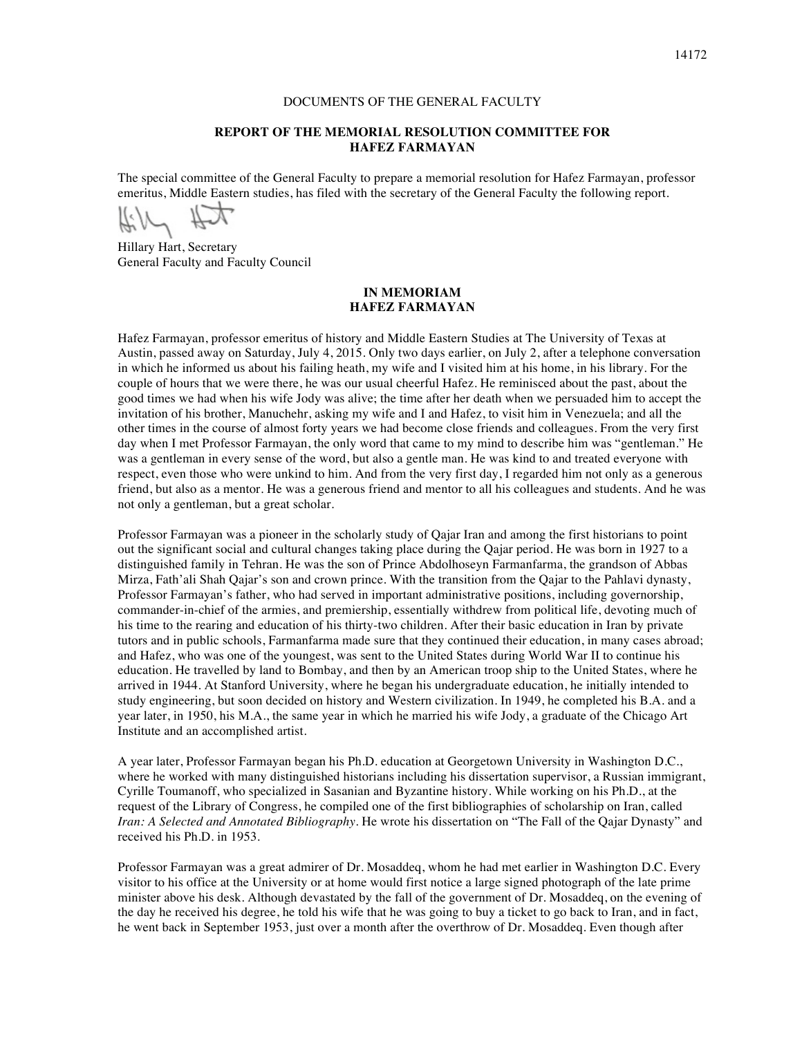DOCUMENTS OF THE GENERAL FACULTY

## REPORT OF THE MEMORIAL RESOLUTION COMMITTEE FOR HAFEZ FARMAYAN

The special committee of the General Faculty to prepare a memorial resolution for Hafez Farmayan, professor emeritus, Middle Eastern studies, has filed with the secretary of the General Faculty the following report.

Hillary Hart, Secretary
General Faculty and Faculty Council

## IN MEMORIAM HAFEZ FARMAYAN

Hafez Farmayan, professor emeritus of history and Middle Eastern Studies at The University of Texas at Austin, passed away on Saturday, July 4, 2015. Only two days earlier, on July 2, after a telephone conversation in which he informed us about his failing heath, my wife and I visited him at his home, in his library. For the couple of hours that we were there, he was our usual cheerful Hafez. He reminisced about the past, about the good times we had when his wife Jody was alive; the time after her death when we persuaded him to accept the invitation of his brother, Manuchehr, asking my wife and I and Hafez, to visit him in Venezuela; and all the other times in the course of almost forty years we had become close friends and colleagues. From the very first day when I met Professor Farmayan, the only word that came to my mind to describe him was "gentleman." He was a gentleman in every sense of the word, but also a gentle man. He was kind to and treated everyone with respect, even those who were unkind to him. And from the very first day, I regarded him not only as a generous friend, but also as a mentor. He was a generous friend and mentor to all his colleagues and students. And he was not only a gentleman, but a great scholar.

Professor Farmayan was a pioneer in the scholarly study of Qajar Iran and among the first historians to point out the significant social and cultural changes taking place during the Qajar period. He was born in 1927 to a distinguished family in Tehran. He was the son of Prince Abdolhoseyn Farmanfarma, the grandson of Abbas Mirza, Fath'ali Shah Qajar's son and crown prince. With the transition from the Qajar to the Pahlavi dynasty, Professor Farmayan's father, who had served in important administrative positions, including governorship, commander-in-chief of the armies, and premiership, essentially withdrew from political life, devoting much of his time to the rearing and education of his thirty-two children. After their basic education in Iran by private tutors and in public schools, Farmanfarma made sure that they continued their education, in many cases abroad; and Hafez, who was one of the youngest, was sent to the United States during World War II to continue his education. He travelled by land to Bombay, and then by an American troop ship to the United States, where he arrived in 1944. At Stanford University, where he began his undergraduate education, he initially intended to study engineering, but soon decided on history and Western civilization. In 1949, he completed his B.A. and a year later, in 1950, his M.A., the same year in which he married his wife Jody, a graduate of the Chicago Art Institute and an accomplished artist.

A year later, Professor Farmayan began his Ph.D. education at Georgetown University in Washington D.C., where he worked with many distinguished historians including his dissertation supervisor, a Russian immigrant, Cyrille Toumanoff, who specialized in Sasanian and Byzantine history. While working on his Ph.D., at the request of the Library of Congress, he compiled one of the first bibliographies of scholarship on Iran, called *Iran: A Selected and Annotated Bibliography*. He wrote his dissertation on "The Fall of the Qajar Dynasty" and received his Ph.D. in 1953.

Professor Farmayan was a great admirer of Dr. Mosaddeq, whom he had met earlier in Washington D.C. Every visitor to his office at the University or at home would first notice a large signed photograph of the late prime minister above his desk. Although devastated by the fall of the government of Dr. Mosaddeq, on the evening of the day he received his degree, he told his wife that he was going to buy a ticket to go back to Iran, and in fact, he went back in September 1953, just over a month after the overthrow of Dr. Mosaddeq. Even though after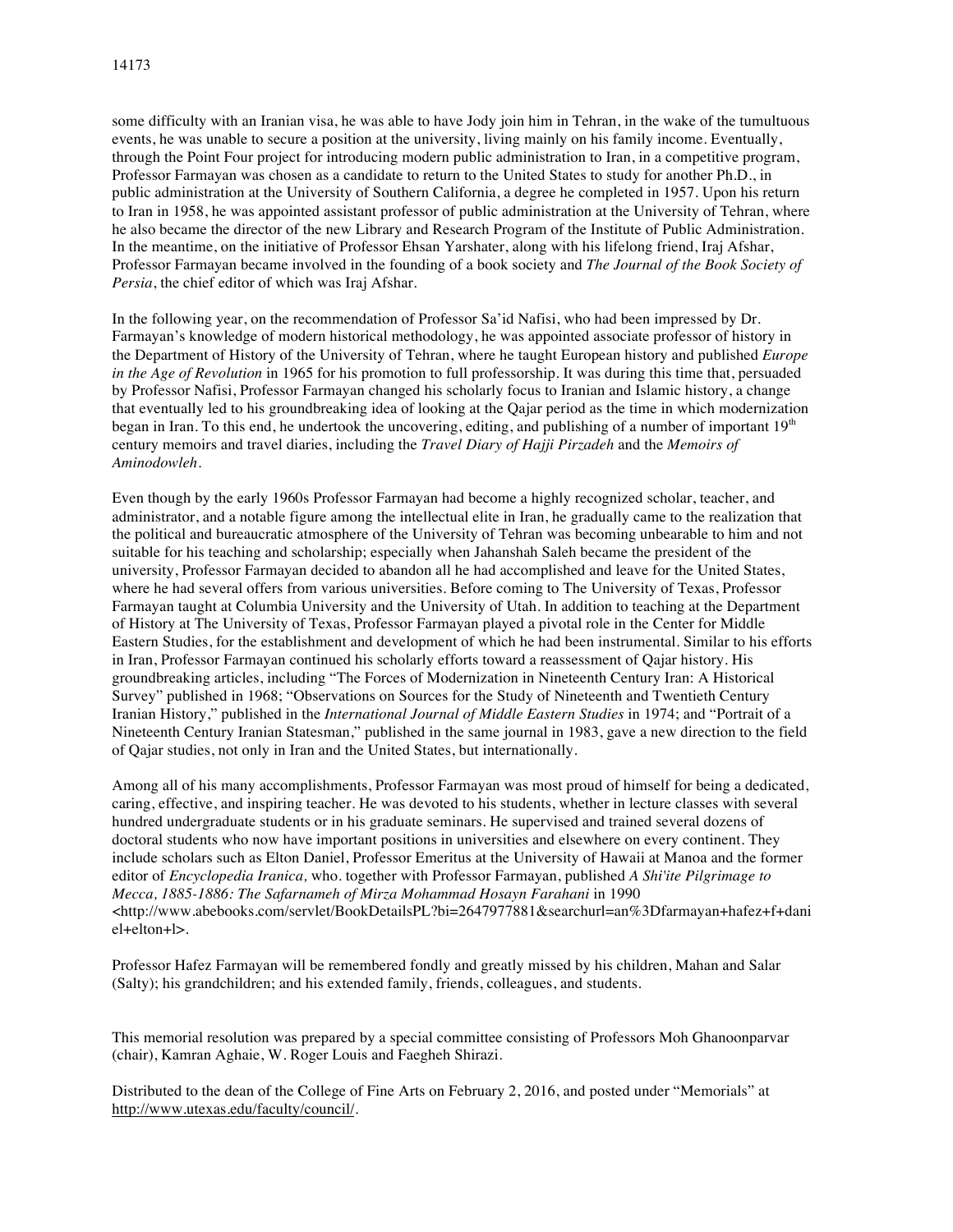some difficulty with an Iranian visa, he was able to have Jody join him in Tehran, in the wake of the tumultuous events, he was unable to secure a position at the university, living mainly on his family income. Eventually, through the Point Four project for introducing modern public administration to Iran, in a competitive program, Professor Farmayan was chosen as a candidate to return to the United States to study for another Ph.D., in public administration at the University of Southern California, a degree he completed in 1957. Upon his return to Iran in 1958, he was appointed assistant professor of public administration at the University of Tehran, where he also became the director of the new Library and Research Program of the Institute of Public Administration. In the meantime, on the initiative of Professor Ehsan Yarshater, along with his lifelong friend, Iraj Afshar, Professor Farmayan became involved in the founding of a book society and *The Journal of the Book Society of Persia*, the chief editor of which was Iraj Afshar.

In the following year, on the recommendation of Professor Sa'id Nafisi, who had been impressed by Dr. Farmayan's knowledge of modern historical methodology, he was appointed associate professor of history in the Department of History of the University of Tehran, where he taught European history and published *Europe in the Age of Revolution* in 1965 for his promotion to full professorship. It was during this time that, persuaded by Professor Nafisi, Professor Farmayan changed his scholarly focus to Iranian and Islamic history, a change that eventually led to his groundbreaking idea of looking at the Qajar period as the time in which modernization began in Iran. To this end, he undertook the uncovering, editing, and publishing of a number of important 19th century memoirs and travel diaries, including the *Travel Diary of Hajji Pirzadeh* and the *Memoirs of Aminodowleh*.

Even though by the early 1960s Professor Farmayan had become a highly recognized scholar, teacher, and administrator, and a notable figure among the intellectual elite in Iran, he gradually came to the realization that the political and bureaucratic atmosphere of the University of Tehran was becoming unbearable to him and not suitable for his teaching and scholarship; especially when Jahanshah Saleh became the president of the university, Professor Farmayan decided to abandon all he had accomplished and leave for the United States, where he had several offers from various universities. Before coming to The University of Texas, Professor Farmayan taught at Columbia University and the University of Utah. In addition to teaching at the Department of History at The University of Texas, Professor Farmayan played a pivotal role in the Center for Middle Eastern Studies, for the establishment and development of which he had been instrumental. Similar to his efforts in Iran, Professor Farmayan continued his scholarly efforts toward a reassessment of Qajar history. His groundbreaking articles, including "The Forces of Modernization in Nineteenth Century Iran: A Historical Survey" published in 1968; "Observations on Sources for the Study of Nineteenth and Twentieth Century Iranian History," published in the *International Journal of Middle Eastern Studies* in 1974; and "Portrait of a Nineteenth Century Iranian Statesman," published in the same journal in 1983, gave a new direction to the field of Qajar studies, not only in Iran and the United States, but internationally.

Among all of his many accomplishments, Professor Farmayan was most proud of himself for being a dedicated, caring, effective, and inspiring teacher. He was devoted to his students, whether in lecture classes with several hundred undergraduate students or in his graduate seminars. He supervised and trained several dozens of doctoral students who now have important positions in universities and elsewhere on every continent. They include scholars such as Elton Daniel, Professor Emeritus at the University of Hawaii at Manoa and the former editor of *Encyclopedia Iranica,* who. together with Professor Farmayan, published *A Shi'ite Pilgrimage to Mecca, 1885-1886: The Safarnameh of Mirza Mohammad Hosayn Farahani* in 1990 <http://www.abebooks.com/servlet/BookDetailsPL?bi=2647977881&searchurl=an%3Dfarmayan+hafez+f+daniel+elton+l>.

Professor Hafez Farmayan will be remembered fondly and greatly missed by his children, Mahan and Salar (Salty); his grandchildren; and his extended family, friends, colleagues, and students.

This memorial resolution was prepared by a special committee consisting of Professors Moh Ghanoonparvar (chair), Kamran Aghaie, W. Roger Louis and Faegheh Shirazi.

Distributed to the dean of the College of Fine Arts on February 2, 2016, and posted under "Memorials" at http://www.utexas.edu/faculty/council/.